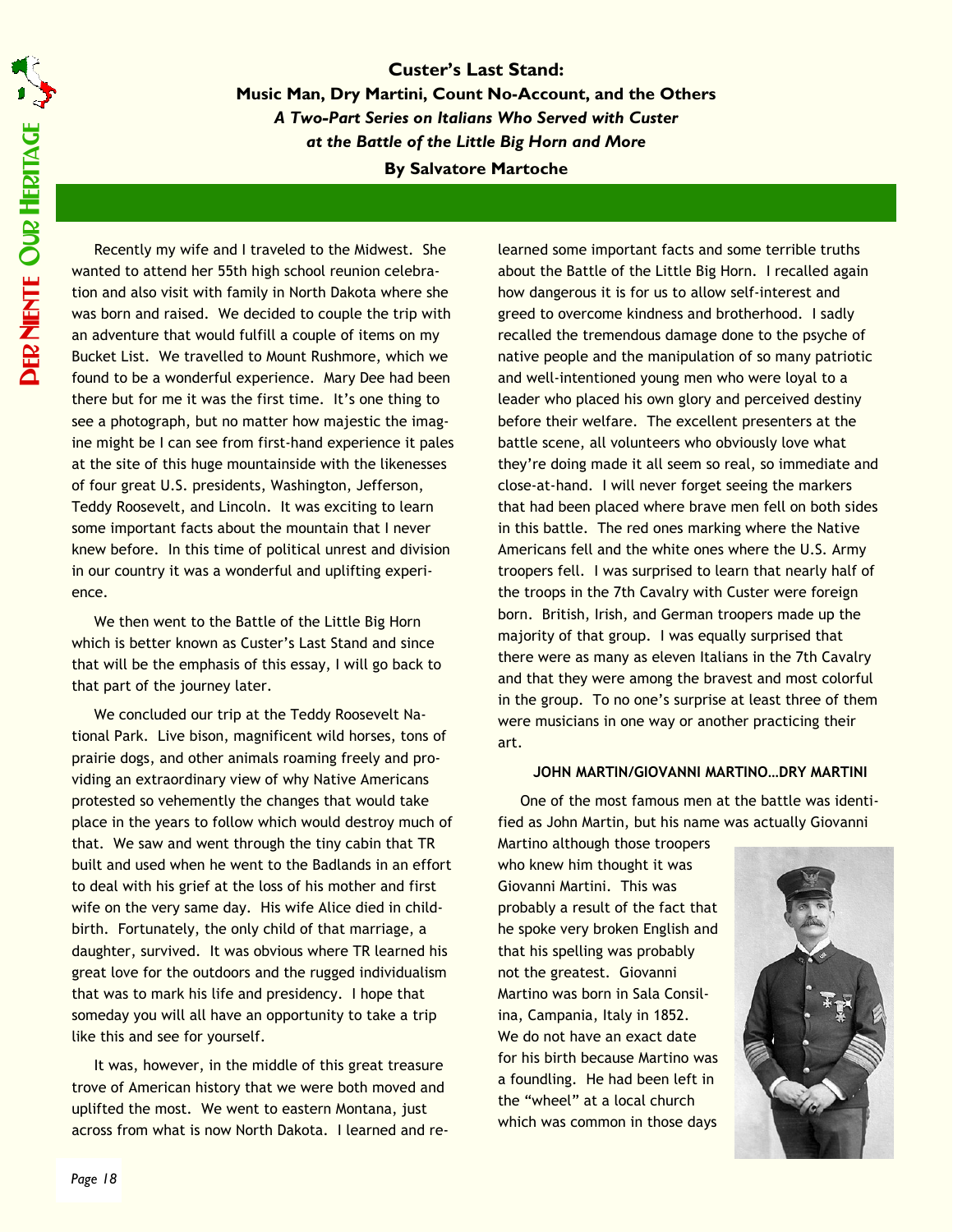# Custer's Last Stand:

## Music Man, Dry Martini, Count No-Account, and the Others

***A Two-Part Series on Italians Who Served with Custer at the Battle of the Little Big Horn and More***

**By Salvatore Martoche**

Recently my wife and I traveled to the Midwest. She wanted to attend her 55th high school reunion celebration and also visit with family in North Dakota where she was born and raised. We decided to couple the trip with an adventure that would fulfill a couple of items on my Bucket List. We travelled to Mount Rushmore, which we found to be a wonderful experience. Mary Dee had been there but for me it was the first time. It's one thing to see a photograph, but no matter how majestic the imagine might be I can see from first-hand experience it pales at the site of this huge mountainside with the likenesses of four great U.S. presidents, Washington, Jefferson, Teddy Roosevelt, and Lincoln. It was exciting to learn some important facts about the mountain that I never knew before. In this time of political unrest and division in our country it was a wonderful and uplifting experience.

We then went to the Battle of the Little Big Horn which is better known as Custer's Last Stand and since that will be the emphasis of this essay, I will go back to that part of the journey later.

We concluded our trip at the Teddy Roosevelt National Park. Live bison, magnificent wild horses, tons of prairie dogs, and other animals roaming freely and providing an extraordinary view of why Native Americans protested so vehemently the changes that would take place in the years to follow which would destroy much of that. We saw and went through the tiny cabin that TR built and used when he went to the Badlands in an effort to deal with his grief at the loss of his mother and first wife on the very same day. His wife Alice died in childbirth. Fortunately, the only child of that marriage, a daughter, survived. It was obvious where TR learned his great love for the outdoors and the rugged individualism that was to mark his life and presidency. I hope that someday you will all have an opportunity to take a trip like this and see for yourself.

It was, however, in the middle of this great treasure trove of American history that we were both moved and uplifted the most. We went to eastern Montana, just across from what is now North Dakota. I learned and relearned some important facts and some terrible truths about the Battle of the Little Big Horn. I recalled again how dangerous it is for us to allow self-interest and greed to overcome kindness and brotherhood. I sadly recalled the tremendous damage done to the psyche of native people and the manipulation of so many patriotic and well-intentioned young men who were loyal to a leader who placed his own glory and perceived destiny before their welfare. The excellent presenters at the battle scene, all volunteers who obviously love what they're doing made it all seem so real, so immediate and close-at-hand. I will never forget seeing the markers that had been placed where brave men fell on both sides in this battle. The red ones marking where the Native Americans fell and the white ones where the U.S. Army troopers fell. I was surprised to learn that nearly half of the troops in the 7th Cavalry with Custer were foreign born. British, Irish, and German troopers made up the majority of that group. I was equally surprised that there were as many as eleven Italians in the 7th Cavalry and that they were among the bravest and most colorful in the group. To no one's surprise at least three of them were musicians in one way or another practicing their art.

### JOHN MARTIN/GIOVANNI MARTINO…DRY MARTINI

One of the most famous men at the battle was identified as John Martin, but his name was actually Giovanni Martino although those troopers who knew him thought it was Giovanni Martini. This was probably a result of the fact that he spoke very broken English and that his spelling was probably not the greatest. Giovanni Martino was born in Sala Consilina, Campania, Italy in 1852. We do not have an exact date for his birth because Martino was a foundling. He had been left in the "wheel" at a local church which was common in those days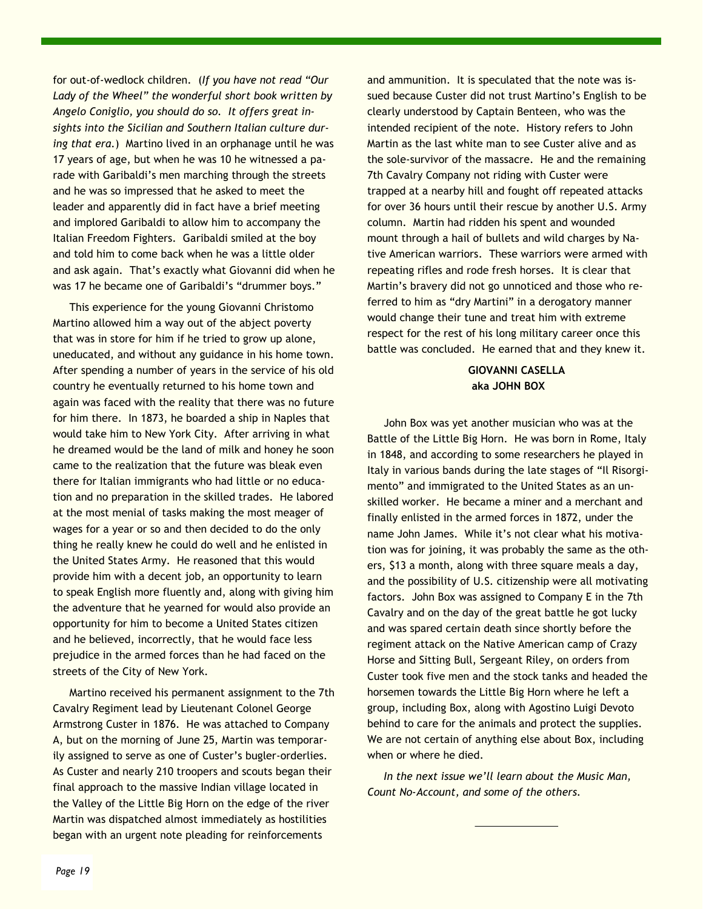for out-of-wedlock children. (*If you have not read "Our Lady of the Wheel" the wonderful short book written by Angelo Coniglio, you should do so. It offers great insights into the Sicilian and Southern Italian culture during that era.*) Martino lived in an orphanage until he was 17 years of age, but when he was 10 he witnessed a parade with Garibaldi's men marching through the streets and he was so impressed that he asked to meet the leader and apparently did in fact have a brief meeting and implored Garibaldi to allow him to accompany the Italian Freedom Fighters. Garibaldi smiled at the boy and told him to come back when he was a little older and ask again. That's exactly what Giovanni did when he was 17 he became one of Garibaldi's "drummer boys."

This experience for the young Giovanni Christomo Martino allowed him a way out of the abject poverty that was in store for him if he tried to grow up alone, uneducated, and without any guidance in his home town. After spending a number of years in the service of his old country he eventually returned to his home town and again was faced with the reality that there was no future for him there. In 1873, he boarded a ship in Naples that would take him to New York City. After arriving in what he dreamed would be the land of milk and honey he soon came to the realization that the future was bleak even there for Italian immigrants who had little or no education and no preparation in the skilled trades. He labored at the most menial of tasks making the most meager of wages for a year or so and then decided to do the only thing he really knew he could do well and he enlisted in the United States Army. He reasoned that this would provide him with a decent job, an opportunity to learn to speak English more fluently and, along with giving him the adventure that he yearned for would also provide an opportunity for him to become a United States citizen and he believed, incorrectly, that he would face less prejudice in the armed forces than he had faced on the streets of the City of New York.

Martino received his permanent assignment to the 7th Cavalry Regiment lead by Lieutenant Colonel George Armstrong Custer in 1876. He was attached to Company A, but on the morning of June 25, Martin was temporarily assigned to serve as one of Custer's bugler-orderlies. As Custer and nearly 210 troopers and scouts began their final approach to the massive Indian village located in the Valley of the Little Big Horn on the edge of the river Martin was dispatched almost immediately as hostilities began with an urgent note pleading for reinforcements and ammunition. It is speculated that the note was issued because Custer did not trust Martino's English to be clearly understood by Captain Benteen, who was the intended recipient of the note. History refers to John Martin as the last white man to see Custer alive and as the sole-survivor of the massacre. He and the remaining 7th Cavalry Company not riding with Custer were trapped at a nearby hill and fought off repeated attacks for over 36 hours until their rescue by another U.S. Army column. Martin had ridden his spent and wounded mount through a hail of bullets and wild charges by Native American warriors. These warriors were armed with repeating rifles and rode fresh horses. It is clear that Martin's bravery did not go unnoticed and those who referred to him as "dry Martini" in a derogatory manner would change their tune and treat him with extreme respect for the rest of his long military career once this battle was concluded. He earned that and they knew it.

**GIOVANNI CASELLA**
**aka JOHN BOX**

John Box was yet another musician who was at the Battle of the Little Big Horn. He was born in Rome, Italy in 1848, and according to some researchers he played in Italy in various bands during the late stages of "Il Risorgimento" and immigrated to the United States as an unskilled worker. He became a miner and a merchant and finally enlisted in the armed forces in 1872, under the name John James. While it's not clear what his motivation was for joining, it was probably the same as the others, $13 a month, along with three square meals a day, and the possibility of U.S. citizenship were all motivating factors. John Box was assigned to Company E in the 7th Cavalry and on the day of the great battle he got lucky and was spared certain death since shortly before the regiment attack on the Native American camp of Crazy Horse and Sitting Bull, Sergeant Riley, on orders from Custer took five men and the stock tanks and headed the horsemen towards the Little Big Horn where he left a group, including Box, along with Agostino Luigi Devoto behind to care for the animals and protect the supplies. We are not certain of anything else about Box, including when or where he died.

*In the next issue we'll learn about the Music Man, Count No-Account, and some of the others.*